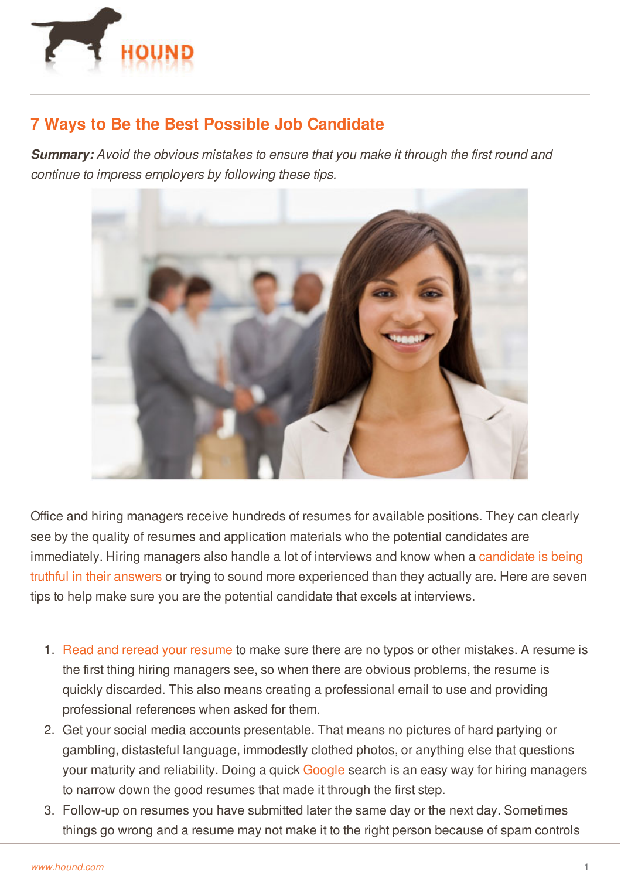# 7 Ways to Be the Best Possible Job Candidate

***Summary:*** *Avoid the obvious mistakes to ensure that you make it through the first round and continue to impress employers by following these tips.*

Office and hiring managers receive hundreds of resumes for available positions. They can clearly see by the quality of resumes and application materials who the potential candidates are immediately. Hiring managers also handle a lot of interviews and know when a candidate is being truthful in their answers or trying to sound more experienced than they actually are. Here are seven tips to help make sure you are the potential candidate that excels at interviews.

1. Read and reread your resume to make sure there are no typos or other mistakes. A resume is the first thing hiring managers see, so when there are obvious problems, the resume is quickly discarded. This also means creating a professional email to use and providing professional references when asked for them.
2. Get your social media accounts presentable. That means no pictures of hard partying or gambling, distasteful language, immodestly clothed photos, or anything else that questions your maturity and reliability. Doing a quick Google search is an easy way for hiring managers to narrow down the good resumes that made it through the first step.
3. Follow-up on resumes you have submitted later the same day or the next day. Sometimes things go wrong and a resume may not make it to the right person because of spam controls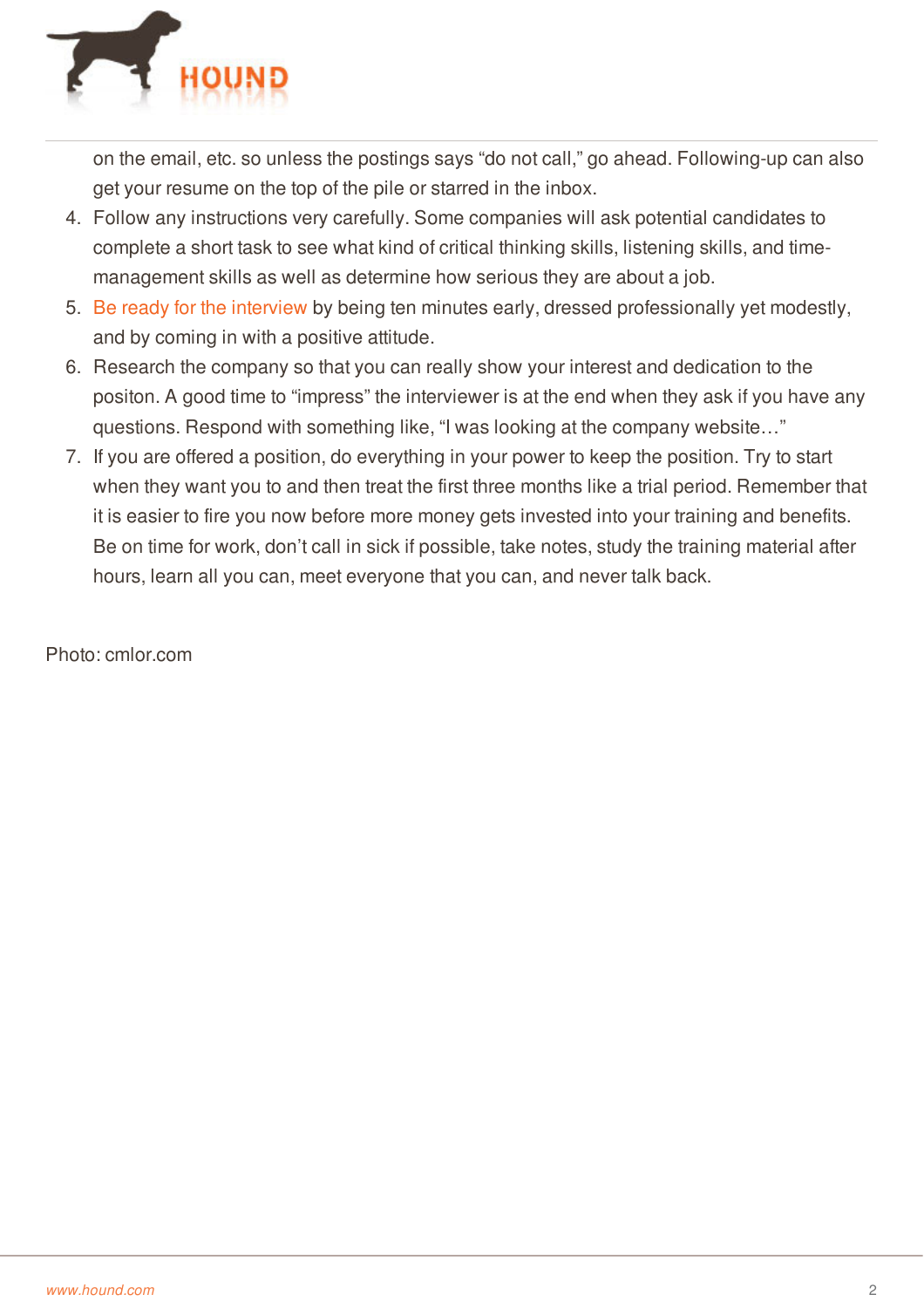on the email, etc. so unless the postings says "do not call," go ahead. Following-up can also get your resume on the top of the pile or starred in the inbox.

4. Follow any instructions very carefully. Some companies will ask potential candidates to complete a short task to see what kind of critical thinking skills, listening skills, and time-management skills as well as determine how serious they are about a job.
5. Be ready for the interview by being ten minutes early, dressed professionally yet modestly, and by coming in with a positive attitude.
6. Research the company so that you can really show your interest and dedication to the positon. A good time to "impress" the interviewer is at the end when they ask if you have any questions. Respond with something like, "I was looking at the company website…"
7. If you are offered a position, do everything in your power to keep the position. Try to start when they want you to and then treat the first three months like a trial period. Remember that it is easier to fire you now before more money gets invested into your training and benefits. Be on time for work, don't call in sick if possible, take notes, study the training material after hours, learn all you can, meet everyone that you can, and never talk back.

Photo: cmlor.com